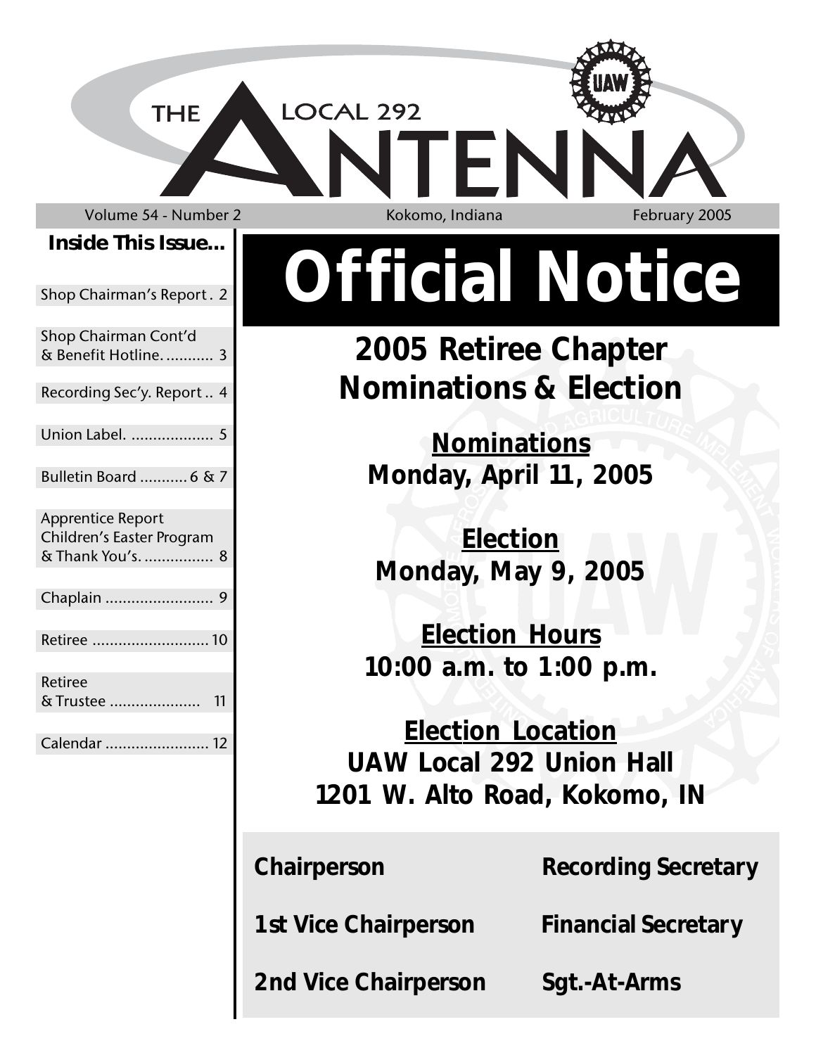# THE LOCAL 292 ANTENNA

Volume 54 - Number 2 | Kokomo, Indiana | February 2005

**Inside This Issue...**

- Shop Chairman's Report . 2
- Shop Chairman Cont'd & Benefit Hotline. ........... 3
- Recording Sec'y. Report .. 4
- Union Label. ................... 5
- Bulletin Board ........... 6 & 7
- Apprentice Report Children's Easter Program & Thank You's. ................ 8
- Chaplain ......................... 9
- Retiree ........................... 10
- Retiree & Trustee ..................... 11
- Calendar ........................ 12

# Official Notice

## 2005 Retiree Chapter Nominations & Election

**Nominations**
**Monday, April 11, 2005**

**Election**
**Monday, May 9, 2005**

**Election Hours**
**10:00 a.m. to 1:00 p.m.**

**Election Location**
**UAW Local 292 Union Hall**
**1201 W. Alto Road, Kokomo, IN**

**Chairperson**

**1st Vice Chairperson**

**2nd Vice Chairperson**

**Recording Secretary**

**Financial Secretary**

**Sgt.-At-Arms**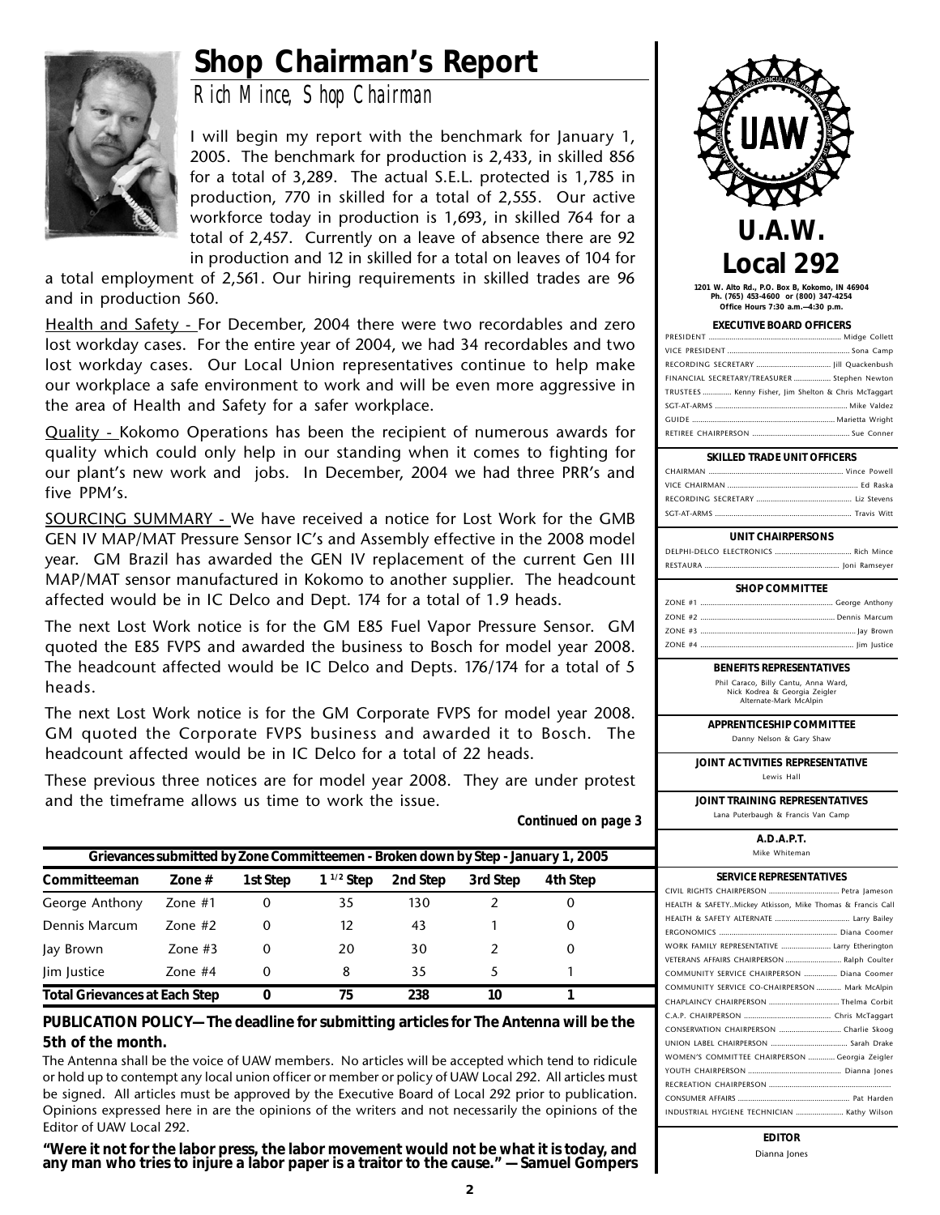# Shop Chairman's Report

*Rich Mince, Shop Chairman*

I will begin my report with the benchmark for January 1, 2005. The benchmark for production is 2,433, in skilled 856 for a total of 3,289. The actual S.E.L. protected is 1,785 in production, 770 in skilled for a total of 2,555. Our active workforce today in production is 1,693, in skilled 764 for a total of 2,457. Currently on a leave of absence there are 92 in production and 12 in skilled for a total on leaves of 104 for a total employment of 2,561. Our hiring requirements in skilled trades are 96 and in production 560.

Health and Safety - For December, 2004 there were two recordables and zero lost workday cases. For the entire year of 2004, we had 34 recordables and two lost workday cases. Our Local Union representatives continue to help make our workplace a safe environment to work and will be even more aggressive in the area of Health and Safety for a safer workplace.

Quality - Kokomo Operations has been the recipient of numerous awards for quality which could only help in our standing when it comes to fighting for our plant's new work and jobs. In December, 2004 we had three PRR's and five PPM's.

SOURCING SUMMARY - We have received a notice for Lost Work for the GMB GEN IV MAP/MAT Pressure Sensor IC's and Assembly effective in the 2008 model year. GM Brazil has awarded the GEN IV replacement of the current Gen III MAP/MAT sensor manufactured in Kokomo to another supplier. The headcount affected would be in IC Delco and Dept. 174 for a total of 1.9 heads.

The next Lost Work notice is for the GM E85 Fuel Vapor Pressure Sensor. GM quoted the E85 FVPS and awarded the business to Bosch for model year 2008. The headcount affected would be IC Delco and Depts. 176/174 for a total of 5 heads.

The next Lost Work notice is for the GM Corporate FVPS for model year 2008. GM quoted the Corporate FVPS business and awarded it to Bosch. The headcount affected would be in IC Delco for a total of 22 heads.

These previous three notices are for model year 2008. They are under protest and the timeframe allows us time to work the issue.

***Continued on page 3***

**Grievances submitted by Zone Committeemen - Broken down by Step - January 1, 2005**

| Committeeman | Zone # | 1st Step | 1 1/2 Step | 2nd Step | 3rd Step | 4th Step |
|---|---|---|---|---|---|---|
| George Anthony | Zone #1 | 0 | 35 | 130 | 2 | 0 |
| Dennis Marcum | Zone #2 | 0 | 12 | 43 | 1 | 0 |
| Jay Brown | Zone #3 | 0 | 20 | 30 | 2 | 0 |
| Jim Justice | Zone #4 | 0 | 8 | 35 | 5 | 1 |
| **Total Grievances at Each Step** | | **0** | **75** | **238** | **10** | **1** |

**PUBLICATION POLICY—The deadline for submitting articles for The Antenna will be the 5th of the month.**

The Antenna shall be the voice of UAW members. No articles will be accepted which tend to ridicule or hold up to contempt any local union officer or member or policy of UAW Local 292. All articles must be signed. All articles must be approved by the Executive Board of Local 292 prior to publication. Opinions expressed here in are the opinions of the writers and not necessarily the opinions of the Editor of UAW Local 292.

**"Were it not for the labor press, the labor movement would not be what it is today, and any man who tries to injure a labor paper is a traitor to the cause." —Samuel Gompers**

## U.A.W. Local 292

**1201 W. Alto Rd., P.O. Box B, Kokomo, IN 46904**
**Ph. (765) 453-4600 or (800) 347-4254**
**Office Hours 7:30 a.m.—4:30 p.m.**

**EXECUTIVE BOARD OFFICERS**

- PRESIDENT .......... Midge Collett
- VICE PRESIDENT .......... Sona Camp
- RECORDING SECRETARY .......... Jill Quackenbush
- FINANCIAL SECRETARY/TREASURER .......... Stephen Newton
- TRUSTEES .......... Kenny Fisher, Jim Shelton & Chris McTaggart
- SGT-AT-ARMS .......... Mike Valdez
- GUIDE .......... Marietta Wright
- RETIREE CHAIRPERSON .......... Sue Conner

**SKILLED TRADE UNIT OFFICERS**

- CHAIRMAN .......... Vince Powell
- VICE CHAIRMAN .......... Ed Raska
- RECORDING SECRETARY .......... Liz Stevens
- SGT-AT-ARMS .......... Travis Witt

**UNIT CHAIRPERSONS**

- DELPHI-DELCO ELECTRONICS .......... Rich Mince
- RESTAURA .......... Joni Ramseyer

**SHOP COMMITTEE**

- ZONE #1 .......... George Anthony
- ZONE #2 .......... Dennis Marcum
- ZONE #3 .......... Jay Brown
- ZONE #4 .......... Jim Justice

**BENEFITS REPRESENTATIVES**

Phil Caraco, Billy Cantu, Anna Ward, Nick Kodrea & Georgia Zeigler
Alternate-Mark McAlpin

**APPRENTICESHIP COMMITTEE**

Danny Nelson & Gary Shaw

**JOINT ACTIVITIES REPRESENTATIVE**

Lewis Hall

**JOINT TRAINING REPRESENTATIVES**

Lana Puterbaugh & Francis Van Camp

**A.D.A.P.T.**

Mike Whiteman

**SERVICE REPRESENTATIVES**

- CIVIL RIGHTS CHAIRPERSON .......... Petra Jameson
- HEALTH & SAFETY..Mickey Atkisson, Mike Thomas & Francis Call
- HEALTH & SAFETY ALTERNATE .......... Larry Bailey
- ERGONOMICS .......... Diana Coomer
- WORK FAMILY REPRESENTATIVE .......... Larry Etherington
- VETERANS AFFAIRS CHAIRPERSON .......... Ralph Coulter
- COMMUNITY SERVICE CHAIRPERSON .......... Diana Coomer
- COMMUNITY SERVICE CO-CHAIRPERSON .......... Mark McAlpin
- CHAPLAINCY CHAIRPERSON .......... Thelma Corbit
- C.A.P. CHAIRPERSON .......... Chris McTaggart
- CONSERVATION CHAIRPERSON .......... Charlie Skoog
- UNION LABEL CHAIRPERSON .......... Sarah Drake
- WOMEN'S COMMITTEE CHAIRPERSON .......... Georgia Zeigler
- YOUTH CHAIRPERSON .......... Dianna Jones
- RECREATION CHAIRPERSON ..........
- CONSUMER AFFAIRS .......... Pat Harden
- INDUSTRIAL HYGIENE TECHNICIAN .......... Kathy Wilson

**EDITOR**

Dianna Jones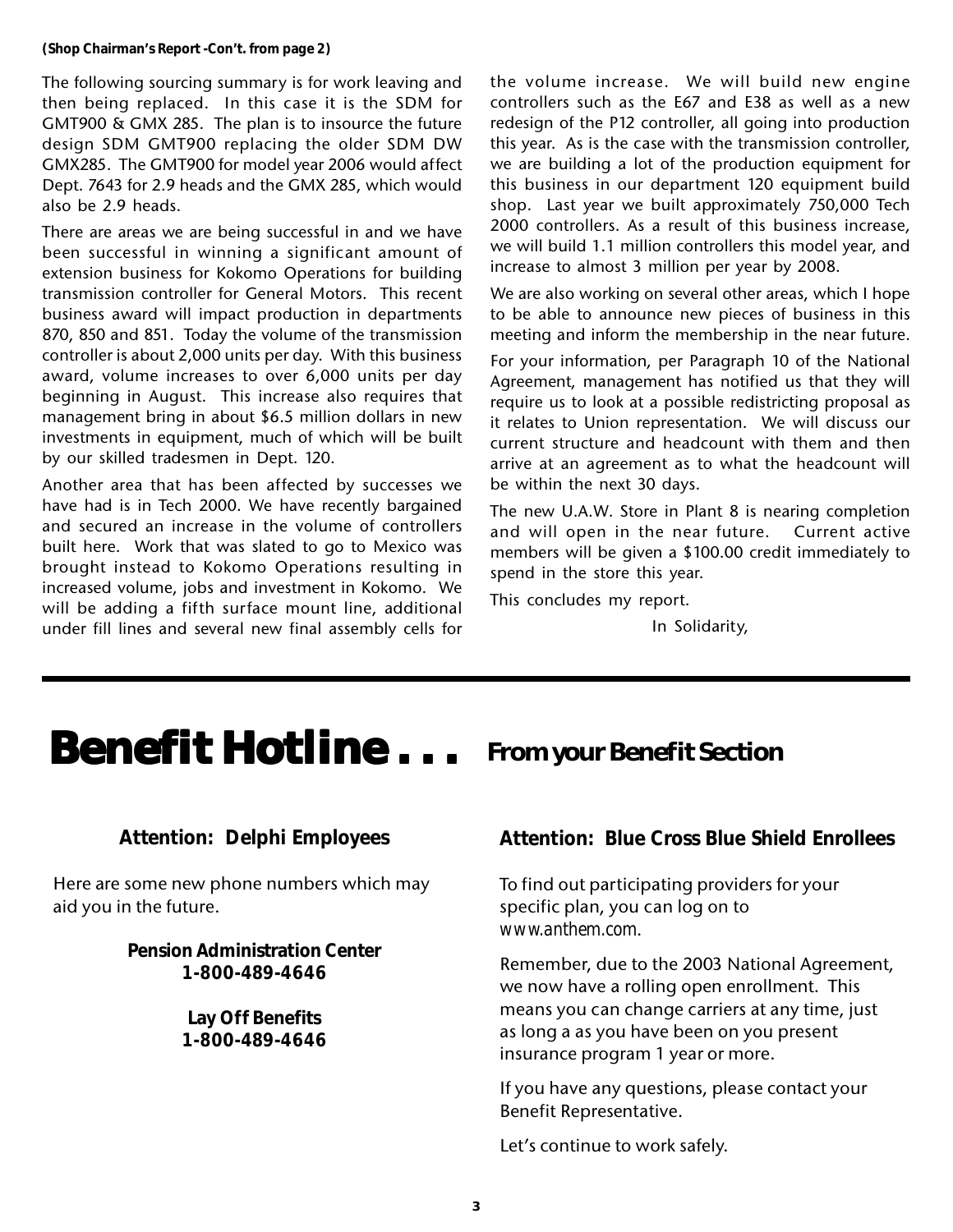*(Shop Chairman's Report -Con't. from page 2)*

The following sourcing summary is for work leaving and then being replaced. In this case it is the SDM for GMT900 & GMX 285. The plan is to insource the future design SDM GMT900 replacing the older SDM DW GMX285. The GMT900 for model year 2006 would affect Dept. 7643 for 2.9 heads and the GMX 285, which would also be 2.9 heads.

There are areas we are being successful in and we have been successful in winning a significant amount of extension business for Kokomo Operations for building transmission controller for General Motors. This recent business award will impact production in departments 870, 850 and 851. Today the volume of the transmission controller is about 2,000 units per day. With this business award, volume increases to over 6,000 units per day beginning in August. This increase also requires that management bring in about $6.5 million dollars in new investments in equipment, much of which will be built by our skilled tradesmen in Dept. 120.

Another area that has been affected by successes we have had is in Tech 2000. We have recently bargained and secured an increase in the volume of controllers built here. Work that was slated to go to Mexico was brought instead to Kokomo Operations resulting in increased volume, jobs and investment in Kokomo. We will be adding a fifth surface mount line, additional under fill lines and several new final assembly cells for the volume increase. We will build new engine controllers such as the E67 and E38 as well as a new redesign of the P12 controller, all going into production this year. As is the case with the transmission controller, we are building a lot of the production equipment for this business in our department 120 equipment build shop. Last year we built approximately 750,000 Tech 2000 controllers. As a result of this business increase, we will build 1.1 million controllers this model year, and increase to almost 3 million per year by 2008.

We are also working on several other areas, which I hope to be able to announce new pieces of business in this meeting and inform the membership in the near future.

For your information, per Paragraph 10 of the National Agreement, management has notified us that they will require us to look at a possible redistricting proposal as it relates to Union representation. We will discuss our current structure and headcount with them and then arrive at an agreement as to what the headcount will be within the next 30 days.

The new U.A.W. Store in Plant 8 is nearing completion and will open in the near future. Current active members will be given a $100.00 credit immediately to spend in the store this year.

This concludes my report.

In Solidarity,

---

# Benefit Hotline . . . From your Benefit Section

### Attention: Delphi Employees

Here are some new phone numbers which may aid you in the future.

**Pension Administration Center**
**1-800-489-4646**

**Lay Off Benefits**
**1-800-489-4646**

### Attention: Blue Cross Blue Shield Enrollees

To find out participating providers for your specific plan, you can log on to www.anthem.com.

Remember, due to the 2003 National Agreement, we now have a rolling open enrollment. This means you can change carriers at any time, just as long a as you have been on you present insurance program 1 year or more.

If you have any questions, please contact your Benefit Representative.

Let's continue to work safely.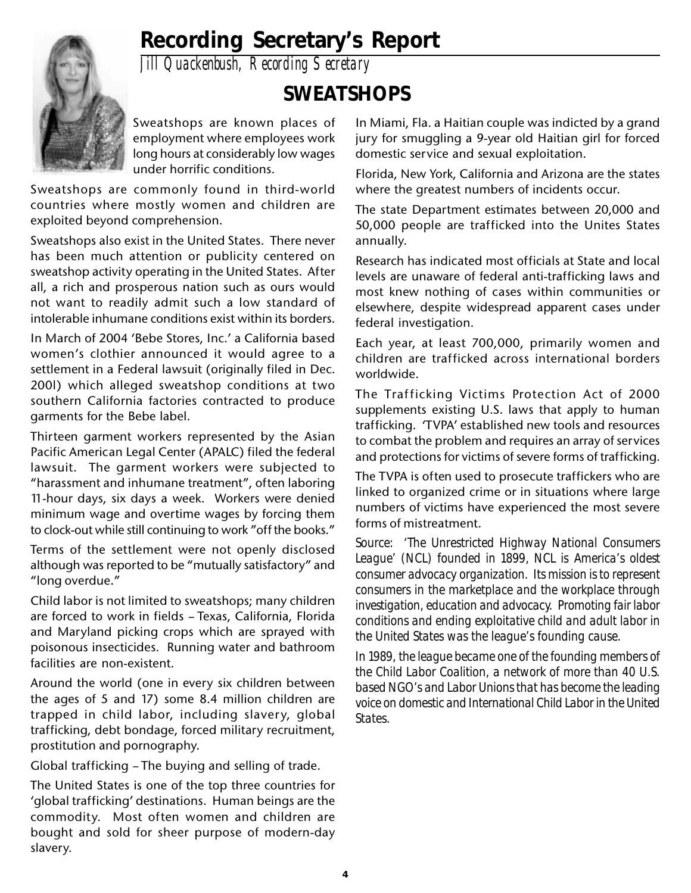# Recording Secretary's Report

*Jill Quackenbush, Recording Secretary*

## SWEATSHOPS

Sweatshops are known places of employment where employees work long hours at considerably low wages under horrific conditions.

Sweatshops are commonly found in third-world countries where mostly women and children are exploited beyond comprehension.

Sweatshops also exist in the United States. There never has been much attention or publicity centered on sweatshop activity operating in the United States. After all, a rich and prosperous nation such as ours would not want to readily admit such a low standard of intolerable inhumane conditions exist within its borders.

In March of 2004 'Bebe Stores, Inc.' a California based women's clothier announced it would agree to a settlement in a Federal lawsuit (originally filed in Dec. 200l) which alleged sweatshop conditions at two southern California factories contracted to produce garments for the Bebe label.

Thirteen garment workers represented by the Asian Pacific American Legal Center (APALC) filed the federal lawsuit. The garment workers were subjected to "harassment and inhumane treatment", often laboring 11-hour days, six days a week. Workers were denied minimum wage and overtime wages by forcing them to clock-out while still continuing to work "off the books."

Terms of the settlement were not openly disclosed although was reported to be "mutually satisfactory" and "long overdue."

Child labor is not limited to sweatshops; many children are forced to work in fields – Texas, California, Florida and Maryland picking crops which are sprayed with poisonous insecticides. Running water and bathroom facilities are non-existent.

Around the world (one in every six children between the ages of 5 and 17) some 8.4 million children are trapped in child labor, including slavery, global trafficking, debt bondage, forced military recruitment, prostitution and pornography.

Global trafficking – The buying and selling of trade.

The United States is one of the top three countries for 'global trafficking' destinations. Human beings are the commodity. Most often women and children are bought and sold for sheer purpose of modern-day slavery.

In Miami, Fla. a Haitian couple was indicted by a grand jury for smuggling a 9-year old Haitian girl for forced domestic service and sexual exploitation.

Florida, New York, California and Arizona are the states where the greatest numbers of incidents occur.

The state Department estimates between 20,000 and 50,000 people are trafficked into the Unites States annually.

Research has indicated most officials at State and local levels are unaware of federal anti-trafficking laws and most knew nothing of cases within communities or elsewhere, despite widespread apparent cases under federal investigation.

Each year, at least 700,000, primarily women and children are trafficked across international borders worldwide.

The Trafficking Victims Protection Act of 2000 supplements existing U.S. laws that apply to human trafficking. 'TVPA' established new tools and resources to combat the problem and requires an array of services and protections for victims of severe forms of trafficking.

The TVPA is often used to prosecute traffickers who are linked to organized crime or in situations where large numbers of victims have experienced the most severe forms of mistreatment.

*Source: 'The Unrestricted Highway National Consumers League' (NCL) founded in 1899, NCL is America's oldest consumer advocacy organization. Its mission is to represent consumers in the marketplace and the workplace through investigation, education and advocacy. Promoting fair labor conditions and ending exploitative child and adult labor in the United States was the league's founding cause.*

*In 1989, the league became one of the founding members of the Child Labor Coalition, a network of more than 40 U.S. based NGO's and Labor Unions that has become the leading voice on domestic and International Child Labor in the United States.*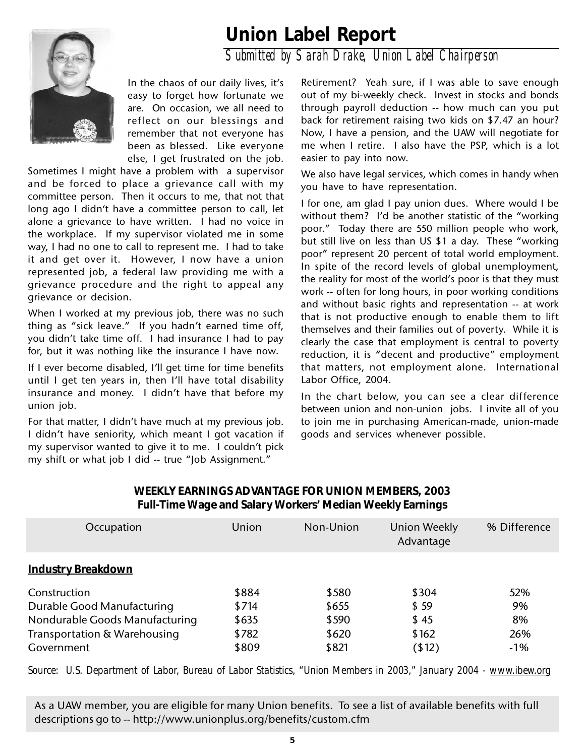# Union Label Report

*Submitted by Sarah Drake, Union Label Chairperson*

In the chaos of our daily lives, it's easy to forget how fortunate we are. On occasion, we all need to reflect on our blessings and remember that not everyone has been as blessed. Like everyone else, I get frustrated on the job. Sometimes I might have a problem with a supervisor and be forced to place a grievance call with my committee person. Then it occurs to me, that not that long ago I didn't have a committee person to call, let alone a grievance to have written. I had no voice in the workplace. If my supervisor violated me in some way, I had no one to call to represent me. I had to take it and get over it. However, I now have a union represented job, a federal law providing me with a grievance procedure and the right to appeal any grievance or decision.

When I worked at my previous job, there was no such thing as "sick leave." If you hadn't earned time off, you didn't take time off. I had insurance I had to pay for, but it was nothing like the insurance I have now.

If I ever become disabled, I'll get time for time benefits until I get ten years in, then I'll have total disability insurance and money. I didn't have that before my union job.

For that matter, I didn't have much at my previous job. I didn't have seniority, which meant I got vacation if my supervisor wanted to give it to me. I couldn't pick my shift or what job I did -- true "Job Assignment."

Retirement? Yeah sure, if I was able to save enough out of my bi-weekly check. Invest in stocks and bonds through payroll deduction -- how much can you put back for retirement raising two kids on $7.47 an hour? Now, I have a pension, and the UAW will negotiate for me when I retire. I also have the PSP, which is a lot easier to pay into now.

We also have legal services, which comes in handy when you have to have representation.

I for one, am glad I pay union dues. Where would I be without them? I'd be another statistic of the "working poor." Today there are 550 million people who work, but still live on less than US $1 a day. These "working poor" represent 20 percent of total world employment. In spite of the record levels of global unemployment, the reality for most of the world's poor is that they must work -- often for long hours, in poor working conditions and without basic rights and representation -- at work that is not productive enough to enable them to lift themselves and their families out of poverty. While it is clearly the case that employment is central to poverty reduction, it is "decent and productive" employment that matters, not employment alone. International Labor Office, 2004.

In the chart below, you can see a clear difference between union and non-union jobs. I invite all of you to join me in purchasing American-made, union-made goods and services whenever possible.

**WEEKLY EARNINGS ADVANTAGE FOR UNION MEMBERS, 2003**
**Full-Time Wage and Salary Workers' Median Weekly Earnings**

| Occupation | Union | Non-Union | Union Weekly Advantage | % Difference |
|---|---|---|---|---|
| **Industry Breakdown** | | | | |
| Construction | $884 | $580 | $304 | 52% |
| Durable Good Manufacturing | $714 | $655 | $ 59 | 9% |
| Nondurable Goods Manufacturing | $635 | $590 | $ 45 | 8% |
| Transportation & Warehousing | $782 | $620 | $162 | 26% |
| Government | $809 | $821 | ($12) | -1% |

*Source: U.S. Department of Labor, Bureau of Labor Statistics, "Union Members in 2003," January 2004 - www.ibew.org*

As a UAW member, you are eligible for many Union benefits. To see a list of available benefits with full descriptions go to -- http://www.unionplus.org/benefits/custom.cfm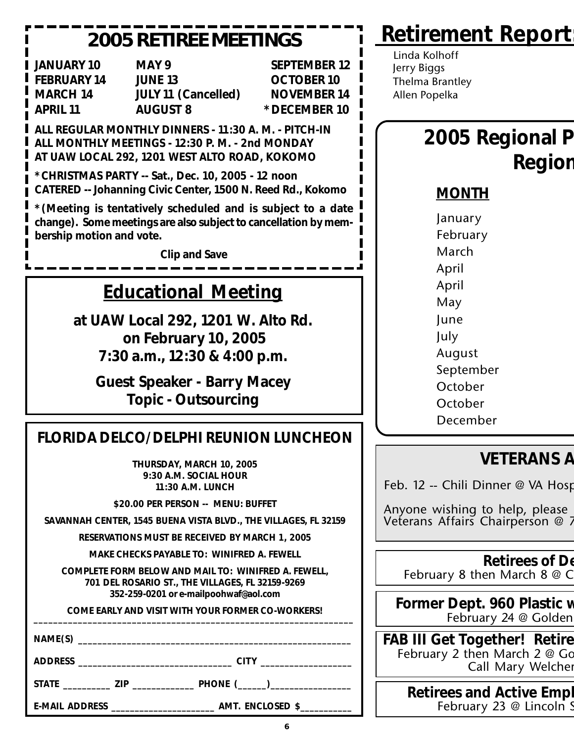## 2005 RETIREE MEETINGS

| | | |
|---|---|---|
| **JANUARY 10** | **MAY 9** | **SEPTEMBER 12** |
| **FEBRUARY 14** | **JUNE 13** | **OCTOBER 10** |
| **MARCH 14** | **JULY 11 (Cancelled)** | **NOVEMBER 14** |
| **APRIL 11** | **AUGUST 8** | ***DECEMBER 10** |

**ALL REGULAR MONTHLY DINNERS - 11:30 A. M. - PITCH-IN**
**ALL MONTHLY MEETINGS - 12:30 P. M. - 2nd MONDAY**
**AT UAW LOCAL 292, 1201 WEST ALTO ROAD, KOKOMO**

***CHRISTMAS PARTY -- Sat., Dec. 10, 2005 - 12 noon**
**CATERED -- Johanning Civic Center, 1500 N. Reed Rd., Kokomo**

***(Meeting is tentatively scheduled and is subject to a date change). Some meetings are also subject to cancellation by membership motion and vote.**

**Clip and Save**

## Educational Meeting

**at UAW Local 292, 1201 W. Alto Rd.**
**on February 10, 2005**
**7:30 a.m., 12:30 & 4:00 p.m.**

**Guest Speaker - Barry Macey**
**Topic - Outsourcing**

## FLORIDA DELCO/DELPHI REUNION LUNCHEON

**THURSDAY, MARCH 10, 2005**
**9:30 A.M. SOCIAL HOUR**
**11:30 A.M. LUNCH**

**$20.00 PER PERSON -- MENU: BUFFET**

**SAVANNAH CENTER, 1545 BUENA VISTA BLVD., THE VILLAGES, FL 32159**

**RESERVATIONS MUST BE RECEIVED BY MARCH 1, 2005**

**MAKE CHECKS PAYABLE TO: WINIFRED A. FEWELL**

**COMPLETE FORM BELOW AND MAIL TO: WINIFRED A. FEWELL, 701 DEL ROSARIO ST., THE VILLAGES, FL 32159-9269**
**352-259-0201 or e-mail poohwaf@aol.com**

**COME EARLY AND VISIT WITH YOUR FORMER CO-WORKERS!**

NAME(S) ______________________________________________

ADDRESS ___________________________ CITY _______________

STATE _________ ZIP ___________ PHONE (______)_______________

E-MAIL ADDRESS ___________________ AMT. ENCLOSED $__________

## Retirement Report

Linda Kolhoff
Jerry Biggs
Thelma Brantley
Allen Popelka

## 2005 Regional P... Region...

**MONTH**

January
February
March
April
April
May
June
July
August
September
October
October
December

## VETERANS A...

Feb. 12 -- Chili Dinner @ VA Hosp...

Anyone wishing to help, please ... Veterans Affairs Chairperson @ 7...

**Retirees of De...**
February 8 then March 8 @ C...

**Former Dept. 960 Plastic w...**
February 24 @ Golden ...

**FAB III Get Together! Retire...**
February 2 then March 2 @ Go...
Call Mary Welcher...

**Retirees and Active Empl...**
February 23 @ Lincoln S...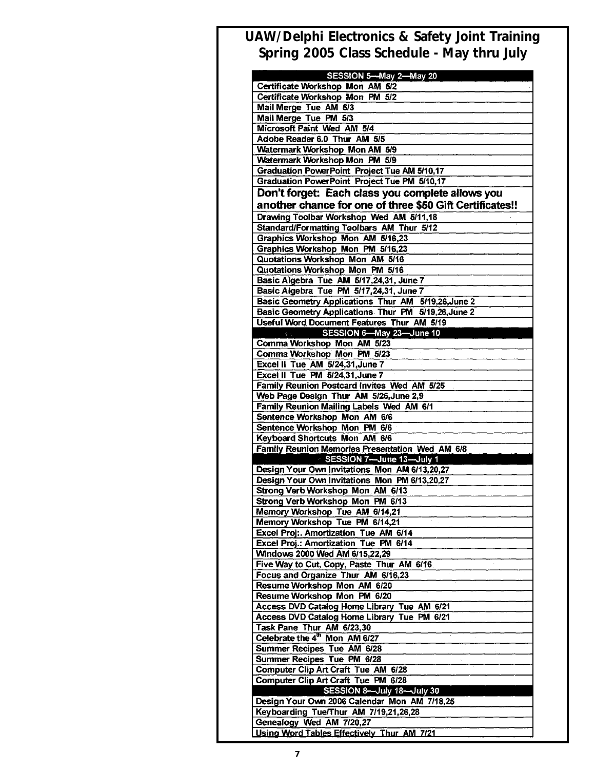# UAW/Delphi Electronics & Safety Joint Training
## Spring 2005 Class Schedule - May thru July

| SESSION 5—May 2—May 20 |
|---|
| Certificate Workshop Mon AM 5/2 |
| Certificate Workshop Mon PM 5/2 |
| Mail Merge Tue AM 5/3 |
| Mail Merge Tue PM 5/3 |
| Microsoft Paint Wed AM 5/4 |
| Adobe Reader 6.0 Thur AM 5/5 |
| Watermark Workshop Mon AM 5/9 |
| Watermark Workshop Mon PM 5/9 |
| Graduation PowerPoint Project Tue AM 5/10,17 |
| Graduation PowerPoint Project Tue PM 5/10,17 |
| **Don't forget: Each class you complete allows you another chance for one of three $50 Gift Certificates!!** |
| Drawing Toolbar Workshop Wed AM 5/11,18 |
| Standard/Formatting Toolbars AM Thur 5/12 |
| Graphics Workshop Mon AM 5/16,23 |
| Graphics Workshop Mon PM 5/16,23 |
| Quotations Workshop Mon AM 5/16 |
| Quotations Workshop Mon PM 5/16 |
| Basic Algebra Tue AM 5/17,24,31, June 7 |
| Basic Algebra Tue PM 5/17,24,31, June 7 |
| Basic Geometry Applications Thur AM 5/19,26,June 2 |
| Basic Geometry Applications Thur PM 5/19,26,June 2 |
| Useful Word Document Features Thur AM 5/19 |
| **SESSION 6—May 23—June 10** |
| Comma Workshop Mon AM 5/23 |
| Comma Workshop Mon PM 5/23 |
| Excel II Tue AM 5/24,31,June 7 |
| Excel II Tue PM 5/24,31,June 7 |
| Family Reunion Postcard Invites Wed AM 5/25 |
| Web Page Design Thur AM 5/26,June 2,9 |
| Family Reunion Mailing Labels Wed AM 6/1 |
| Sentence Workshop Mon AM 6/6 |
| Sentence Workshop Mon PM 6/6 |
| Keyboard Shortcuts Mon AM 6/6 |
| Family Reunion Memories Presentation Wed AM 6/8 |
| **SESSION 7—June 13—July 1** |
| Design Your Own Invitations Mon AM 6/13,20,27 |
| Design Your Own Invitations Mon PM 6/13,20,27 |
| Strong Verb Workshop Mon AM 6/13 |
| Strong Verb Workshop Mon PM 6/13 |
| Memory Workshop Tue AM 6/14,21 |
| Memory Workshop Tue PM 6/14,21 |
| Excel Proj:. Amortization Tue AM 6/14 |
| Excel Proj.: Amortization Tue PM 6/14 |
| Windows 2000 Wed AM 6/15,22,29 |
| Five Way to Cut, Copy, Paste Thur AM 6/16 |
| Focus and Organize Thur AM 6/16,23 |
| Resume Workshop Mon AM 6/20 |
| Resume Workshop Mon PM 6/20 |
| Access DVD Catalog Home Library Tue AM 6/21 |
| Access DVD Catalog Home Library Tue PM 6/21 |
| Task Pane Thur AM 6/23,30 |
| Celebrate the 4th Mon AM 6/27 |
| Summer Recipes Tue AM 6/28 |
| Summer Recipes Tue PM 6/28 |
| Computer Clip Art Craft Tue AM 6/28 |
| Computer Clip Art Craft Tue PM 6/28 |
| **SESSION 8—July 18—July 30** |
| Design Your Own 2006 Calendar Mon AM 7/18,25 |
| Keyboarding Tue/Thur AM 7/19,21,26,28 |
| Genealogy Wed AM 7/20,27 |
| Using Word Tables Effectively Thur AM 7/21 |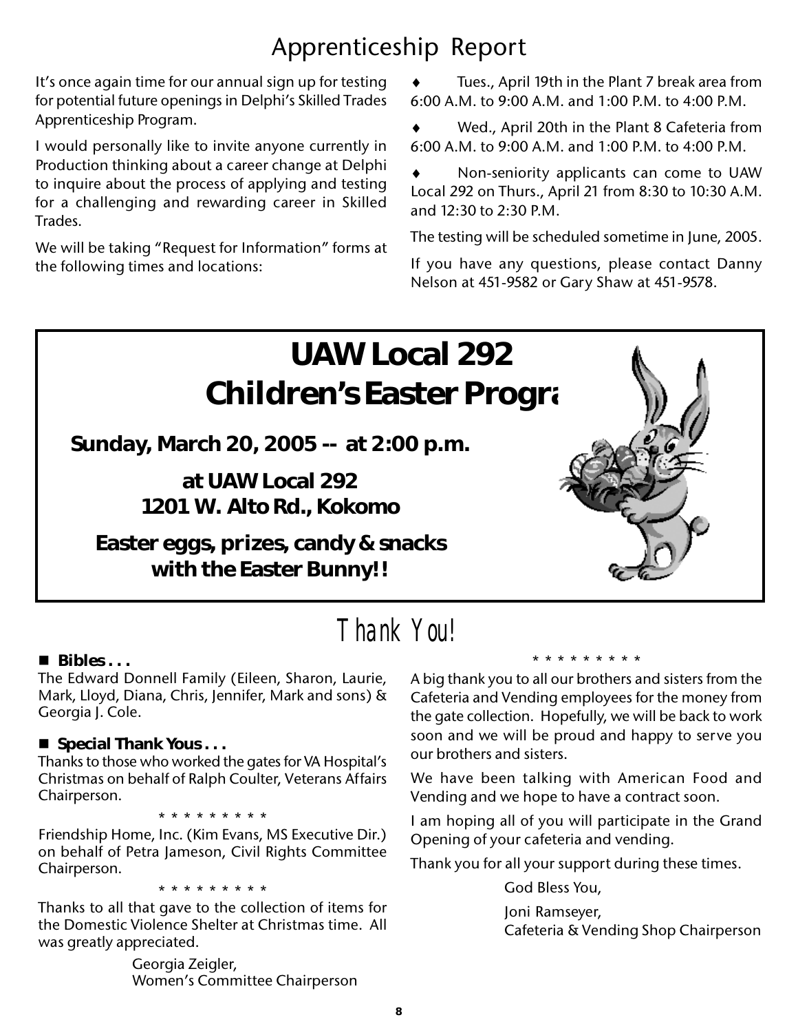# Apprenticeship Report

It's once again time for our annual sign up for testing for potential future openings in Delphi's Skilled Trades Apprenticeship Program.

I would personally like to invite anyone currently in Production thinking about a career change at Delphi to inquire about the process of applying and testing for a challenging and rewarding career in Skilled Trades.

We will be taking "Request for Information" forms at the following times and locations:

- Tues., April 19th in the Plant 7 break area from 6:00 A.M. to 9:00 A.M. and 1:00 P.M. to 4:00 P.M.
- Wed., April 20th in the Plant 8 Cafeteria from 6:00 A.M. to 9:00 A.M. and 1:00 P.M. to 4:00 P.M.
- Non-seniority applicants can come to UAW Local 292 on Thurs., April 21 from 8:30 to 10:30 A.M. and 12:30 to 2:30 P.M.

The testing will be scheduled sometime in June, 2005.

If you have any questions, please contact Danny Nelson at 451-9582 or Gary Shaw at 451-9578.

# UAW Local 292 Children's Easter Progra

**Sunday, March 20, 2005 -- at 2:00 p.m.**

**at UAW Local 292**
**1201 W. Alto Rd., Kokomo**

**Easter eggs, prizes, candy & snacks with the Easter Bunny!!**

# Thank You!

**Bibles . . .**

The Edward Donnell Family (Eileen, Sharon, Laurie, Mark, Lloyd, Diana, Chris, Jennifer, Mark and sons) & Georgia J. Cole.

**Special Thank Yous . . .**

Thanks to those who worked the gates for VA Hospital's Christmas on behalf of Ralph Coulter, Veterans Affairs Chairperson.

\* \* \* \* \* \* \* \* \*

Friendship Home, Inc. (Kim Evans, MS Executive Dir.) on behalf of Petra Jameson, Civil Rights Committee Chairperson.

\* \* \* \* \* \* \* \* \*

Thanks to all that gave to the collection of items for the Domestic Violence Shelter at Christmas time. All was greatly appreciated.

Georgia Zeigler,
Women's Committee Chairperson

\* \* \* \* \* \* \* \* \*

A big thank you to all our brothers and sisters from the Cafeteria and Vending employees for the money from the gate collection. Hopefully, we will be back to work soon and we will be proud and happy to serve you our brothers and sisters.

We have been talking with American Food and Vending and we hope to have a contract soon.

I am hoping all of you will participate in the Grand Opening of your cafeteria and vending.

Thank you for all your support during these times.

God Bless You,

Joni Ramseyer,
Cafeteria & Vending Shop Chairperson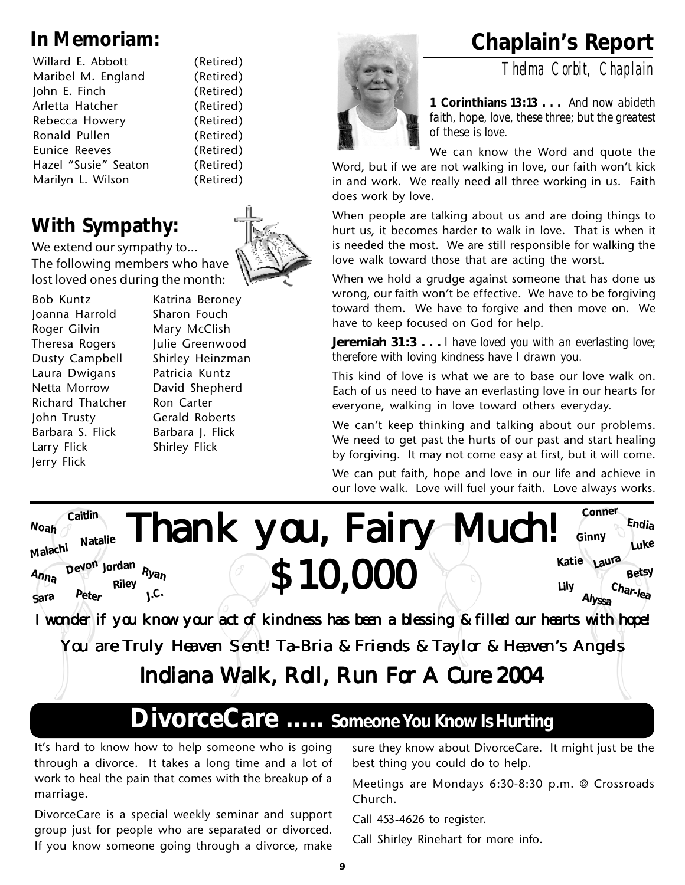## In Memoriam:

| | |
|---|---|
| Willard E. Abbott | (Retired) |
| Maribel M. England | (Retired) |
| John E. Finch | (Retired) |
| Arletta Hatcher | (Retired) |
| Rebecca Howery | (Retired) |
| Ronald Pullen | (Retired) |
| Eunice Reeves | (Retired) |
| Hazel "Susie" Seaton | (Retired) |
| Marilyn L. Wilson | (Retired) |

## With Sympathy:

We extend our sympathy to...
The following members who have lost loved ones during the month:

| | |
|---|---|
| Bob Kuntz | Katrina Beroney |
| Joanna Harrold | Sharon Fouch |
| Roger Gilvin | Mary McClish |
| Theresa Rogers | Julie Greenwood |
| Dusty Campbell | Shirley Heinzman |
| Laura Dwigans | Patricia Kuntz |
| Netta Morrow | David Shepherd |
| Richard Thatcher | Ron Carter |
| John Trusty | Gerald Roberts |
| Barbara S. Flick | Barbara J. Flick |
| Larry Flick | Shirley Flick |
| Jerry Flick | |

## Chaplain's Report

*Thelma Corbit, Chaplain*

**1 Corinthians 13:13 . . .** *And now abideth faith, hope, love, these three; but the greatest of these is love.*

We can know the Word and quote the Word, but if we are not walking in love, our faith won't kick in and work. We really need all three working in us. Faith does work by love.

When people are talking about us and are doing things to hurt us, it becomes harder to walk in love. That is when it is needed the most. We are still responsible for walking the love walk toward those that are acting the worst.

When we hold a grudge against someone that has done us wrong, our faith won't be effective. We have to be forgiving toward them. We have to forgive and then move on. We have to keep focused on God for help.

**Jeremiah 31:3 . . .** *I have loved you with an everlasting love; therefore with loving kindness have I drawn you.*

This kind of love is what we are to base our love walk on. Each of us need to have an everlasting love in our hearts for everyone, walking in love toward others everyday.

We can't keep thinking and talking about our problems. We need to get past the hurts of our past and start healing by forgiving. It may not come easy at first, but it will come.

We can put faith, hope and love in our life and achieve in our love walk. Love will fuel your faith. Love always works.

# Thank you, Fairy Much!

# $10,000

Caitlin, Noah, Natalie, Malachi, Devon, Jordan, Ryan, Anna, Riley, Sara, Peter, J.C., Conner, Endia, Ginny, Luke, Katie, Laura, Betsy, Lily, Alyssa, Char-lea

*I wonder if you know your act of kindness has been a blessing & filled our hearts with hope!*

You are Truly Heaven Sent! Ta-Bria & Friends & Taylor & Heaven's Angels

### Indiana Walk, Roll, Run For A Cure 2004

## DivorceCare ..... Someone You Know Is Hurting

It's hard to know how to help someone who is going through a divorce. It takes a long time and a lot of work to heal the pain that comes with the breakup of a marriage.

DivorceCare is a special weekly seminar and support group just for people who are separated or divorced. If you know someone going through a divorce, make sure they know about DivorceCare. It might just be the best thing you could do to help.

Meetings are Mondays 6:30-8:30 p.m. @ Crossroads Church.

Call 453-4626 to register.

Call Shirley Rinehart for more info.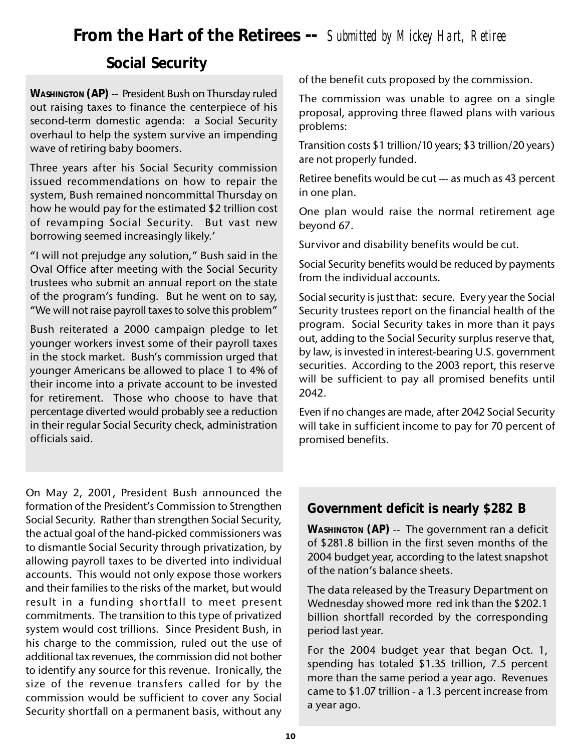# From the Hart of the Retirees -- *Submitted by Mickey Hart, Retiree*

## Social Security

**WASHINGTON (AP)** -- President Bush on Thursday ruled out raising taxes to finance the centerpiece of his second-term domestic agenda: a Social Security overhaul to help the system survive an impending wave of retiring baby boomers.

Three years after his Social Security commission issued recommendations on how to repair the system, Bush remained noncommittal Thursday on how he would pay for the estimated $2 trillion cost of revamping Social Security. But vast new borrowing seemed increasingly likely.'

"I will not prejudge any solution," Bush said in the Oval Office after meeting with the Social Security trustees who submit an annual report on the state of the program's funding. But he went on to say, "We will not raise payroll taxes to solve this problem"

Bush reiterated a 2000 campaign pledge to let younger workers invest some of their payroll taxes in the stock market. Bush's commission urged that younger Americans be allowed to place 1 to 4% of their income into a private account to be invested for retirement. Those who choose to have that percentage diverted would probably see a reduction in their regular Social Security check, administration officials said.

On May 2, 2001, President Bush announced the formation of the President's Commission to Strengthen Social Security. Rather than strengthen Social Security, the actual goal of the hand-picked commissioners was to dismantle Social Security through privatization, by allowing payroll taxes to be diverted into individual accounts. This would not only expose those workers and their families to the risks of the market, but would result in a funding shortfall to meet present commitments. The transition to this type of privatized system would cost trillions. Since President Bush, in his charge to the commission, ruled out the use of additional tax revenues, the commission did not bother to identify any source for this revenue. Ironically, the size of the revenue transfers called for by the commission would be sufficient to cover any Social Security shortfall on a permanent basis, without any of the benefit cuts proposed by the commission.

The commission was unable to agree on a single proposal, approving three flawed plans with various problems:

Transition costs $1 trillion/10 years; $3 trillion/20 years) are not properly funded.

Retiree benefits would be cut --- as much as 43 percent in one plan.

One plan would raise the normal retirement age beyond 67.

Survivor and disability benefits would be cut.

Social Security benefits would be reduced by payments from the individual accounts.

Social security is just that: secure. Every year the Social Security trustees report on the financial health of the program. Social Security takes in more than it pays out, adding to the Social Security surplus reserve that, by law, is invested in interest-bearing U.S. government securities. According to the 2003 report, this reserve will be sufficient to pay all promised benefits until 2042.

Even if no changes are made, after 2042 Social Security will take in sufficient income to pay for 70 percent of promised benefits.

## Government deficit is nearly $282 B

**WASHINGTON (AP)** -- The government ran a deficit of $281.8 billion in the first seven months of the 2004 budget year, according to the latest snapshot of the nation's balance sheets.

The data released by the Treasury Department on Wednesday showed more red ink than the $202.1 billion shortfall recorded by the corresponding period last year.

For the 2004 budget year that began Oct. 1, spending has totaled $1.35 trillion, 7.5 percent more than the same period a year ago. Revenues came to $1.07 trillion - a 1.3 percent increase from a year ago.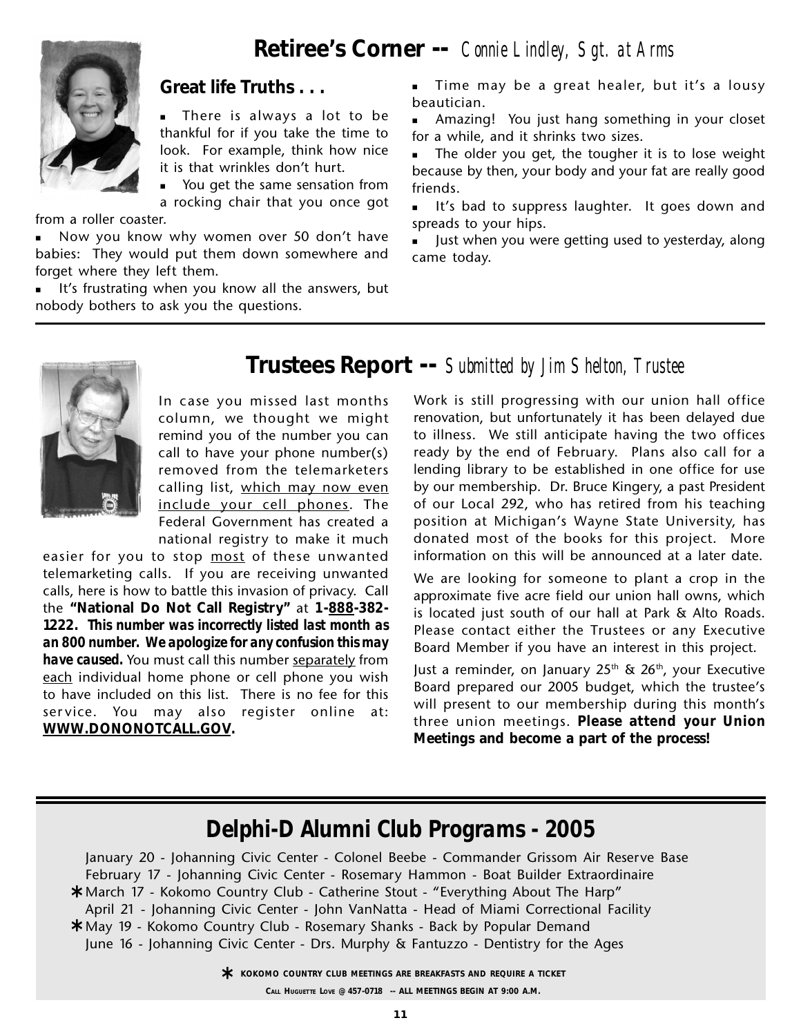## Retiree's Corner -- *Connie Lindley, Sgt. at Arms*

### Great life Truths . . .

- There is always a lot to be thankful for if you take the time to look. For example, think how nice it is that wrinkles don't hurt.
- You get the same sensation from a rocking chair that you once got from a roller coaster.
- Now you know why women over 50 don't have babies: They would put them down somewhere and forget where they left them.
- It's frustrating when you know all the answers, but nobody bothers to ask you the questions.
- Time may be a great healer, but it's a lousy beautician.
- Amazing! You just hang something in your closet for a while, and it shrinks two sizes.
- The older you get, the tougher it is to lose weight because by then, your body and your fat are really good friends.
- It's bad to suppress laughter. It goes down and spreads to your hips.
- Just when you were getting used to yesterday, along came today.

## Trustees Report -- *Submitted by Jim Shelton, Trustee*

In case you missed last months column, we thought we might remind you of the number you can call to have your phone number(s) removed from the telemarketers calling list, <u>which may now even include your cell phones</u>. The Federal Government has created a national registry to make it much easier for you to stop <u>most</u> of these unwanted telemarketing calls. If you are receiving unwanted calls, here is how to battle this invasion of privacy. Call the **"National Do Not Call Registry"** at **1-<u>888</u>-382-1222.** ***This number was incorrectly listed last month as an 800 number. We apologize for any confusion this may have caused.*** You must call this number <u>separately</u> from <u>each</u> individual home phone or cell phone you wish to have included on this list. There is no fee for this service. You may also register online at: **<u>WWW.DONONOTCALL.GOV</u>.**

Work is still progressing with our union hall office renovation, but unfortunately it has been delayed due to illness. We still anticipate having the two offices ready by the end of February. Plans also call for a lending library to be established in one office for use by our membership. Dr. Bruce Kingery, a past President of our Local 292, who has retired from his teaching position at Michigan's Wayne State University, has donated most of the books for this project. More information on this will be announced at a later date.

We are looking for someone to plant a crop in the approximate five acre field our union hall owns, which is located just south of our hall at Park & Alto Roads. Please contact either the Trustees or any Executive Board Member if you have an interest in this project.

Just a reminder, on January 25th & 26th, your Executive Board prepared our 2005 budget, which the trustee's will present to our membership during this month's three union meetings. **Please attend your Union Meetings and become a part of the process!**

## Delphi-D Alumni Club Programs - 2005

January 20 - Johanning Civic Center - Colonel Beebe - Commander Grissom Air Reserve Base
February 17 - Johanning Civic Center - Rosemary Hammon - Boat Builder Extraordinaire
* March 17 - Kokomo Country Club - Catherine Stout - "Everything About The Harp"
April 21 - Johanning Civic Center - John VanNatta - Head of Miami Correctional Facility
* May 19 - Kokomo Country Club - Rosemary Shanks - Back by Popular Demand
June 16 - Johanning Civic Center - Drs. Murphy & Fantuzzo - Dentistry for the Ages

\* **KOKOMO COUNTRY CLUB MEETINGS ARE BREAKFASTS AND REQUIRE A TICKET**

**CALL HUGUETTE LOVE @ 457-0718 -- ALL MEETINGS BEGIN AT 9:00 A.M.**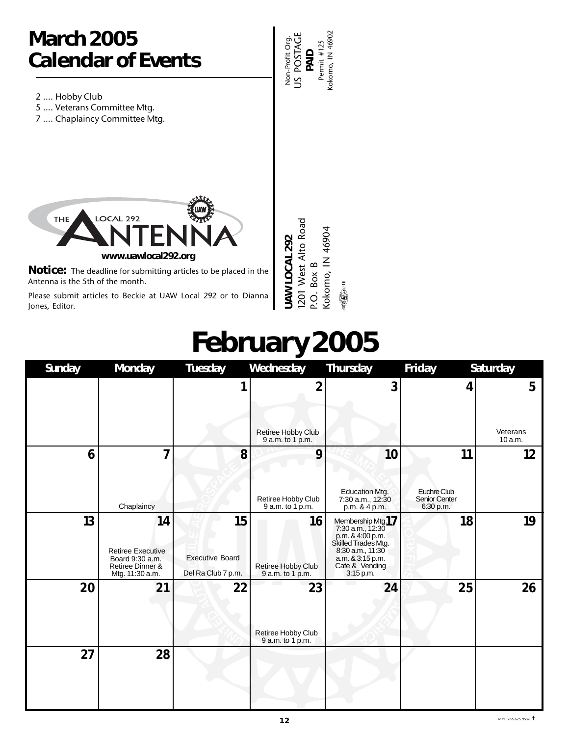# March 2005 Calendar of Events

2 .... Hobby Club
5 .... Veterans Committee Mtg.
7 .... Chaplaincy Committee Mtg.

THE LOCAL 292 ANTENNA

www.uawlocal292.org

**Notice:** The deadline for submitting articles to be placed in the Antenna is the 5th of the month.

Please submit articles to Beckie at UAW Local 292 or to Dianna Jones, Editor.

Non-Profit Org.
US POSTAGE
**PAID**
Permit #125
Kokomo, IN 46902

**UAW LOCAL 292**
1201 West Alto Road
P.O. Box B
Kokomo, IN 46904

# February 2005

| Sunday | Monday | Tuesday | Wednesday | Thursday | Friday | Saturday |
|---|---|---|---|---|---|---|
| | | 1 | 2 Retiree Hobby Club 9 a.m. to 1 p.m. | 3 | 4 | 5 Veterans 10 a.m. |
| 6 | 7 Chaplaincy | 8 | 9 Retiree Hobby Club 9 a.m. to 1 p.m. | 10 Education Mtg. 7:30 a.m., 12:30 p.m. & 4 p.m. | 11 Euchre Club Senior Center 6:30 p.m. | 12 |
| 13 | 14 Retiree Executive Board 9:30 a.m. Retiree Dinner & Mtg. 11:30 a.m. | 15 Executive Board Del Ra Club 7 p.m. | 16 Retiree Hobby Club 9 a.m. to 1 p.m. | 17 Membership Mtg. 7:30 a.m., 12:30 p.m. & 4:00 p.m. Skilled Trades Mtg. 8:30 a.m., 11:30 a.m. & 3:15 p.m. Cafe & Vending 3:15 p.m. | 18 | 19 |
| 20 | 21 | 22 | 23 Retiree Hobby Club 9 a.m. to 1 p.m. | 24 | 25 | 26 |
| 27 | 28 | | | | | |

MPI, 765.675.9556